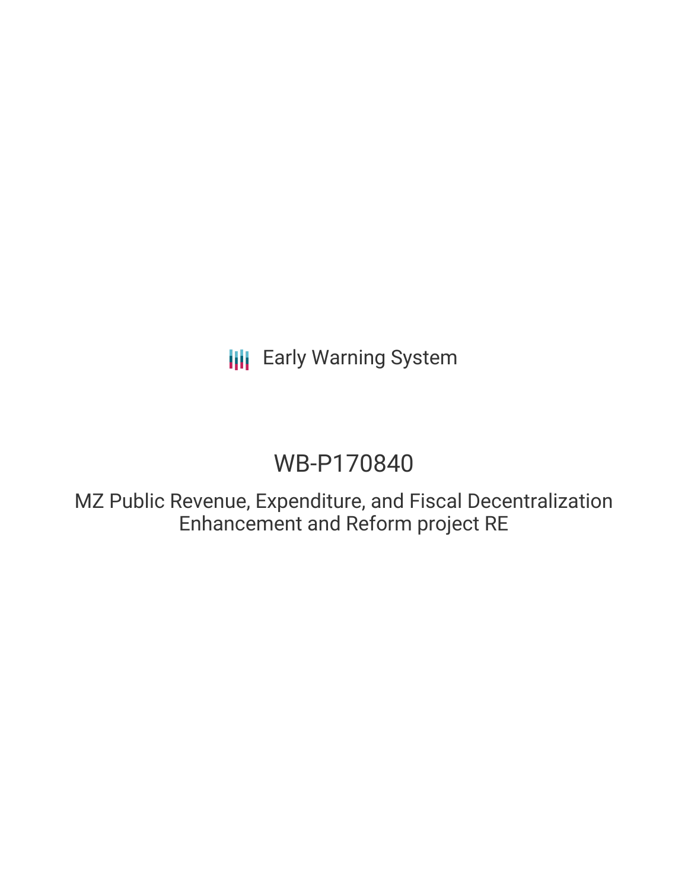Early Warning System

# WB-P170840

## MZ Public Revenue, Expenditure, and Fiscal Decentralization Enhancement and Reform project RE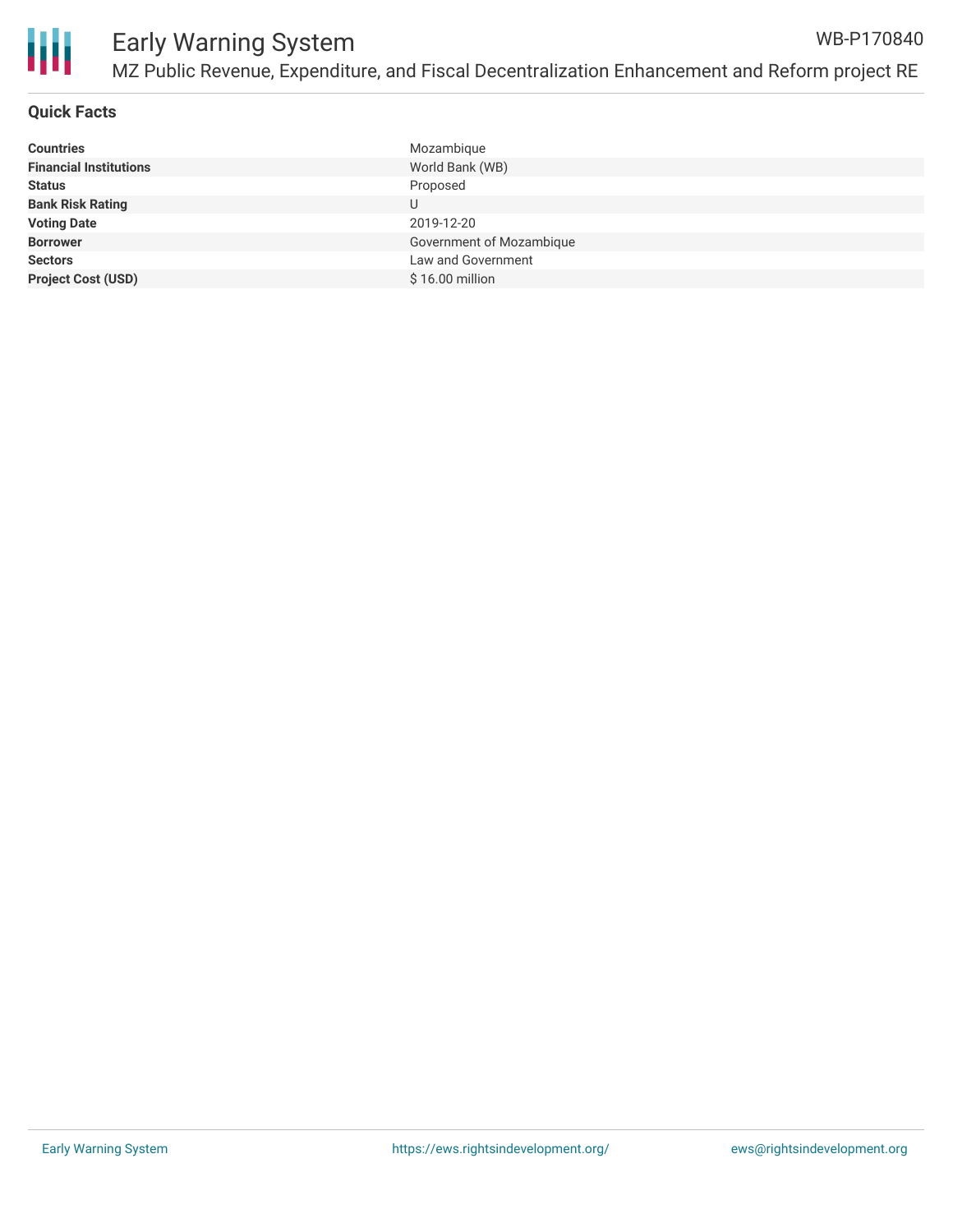# Early Warning System

WB-P170840

MZ Public Revenue, Expenditure, and Fiscal Decentralization Enhancement and Reform project RE

## Quick Facts

| | |
|---|---|
| **Countries** | Mozambique |
| **Financial Institutions** | World Bank (WB) |
| **Status** | Proposed |
| **Bank Risk Rating** | U |
| **Voting Date** | 2019-12-20 |
| **Borrower** | Government of Mozambique |
| **Sectors** | Law and Government |
| **Project Cost (USD)** | $ 16.00 million |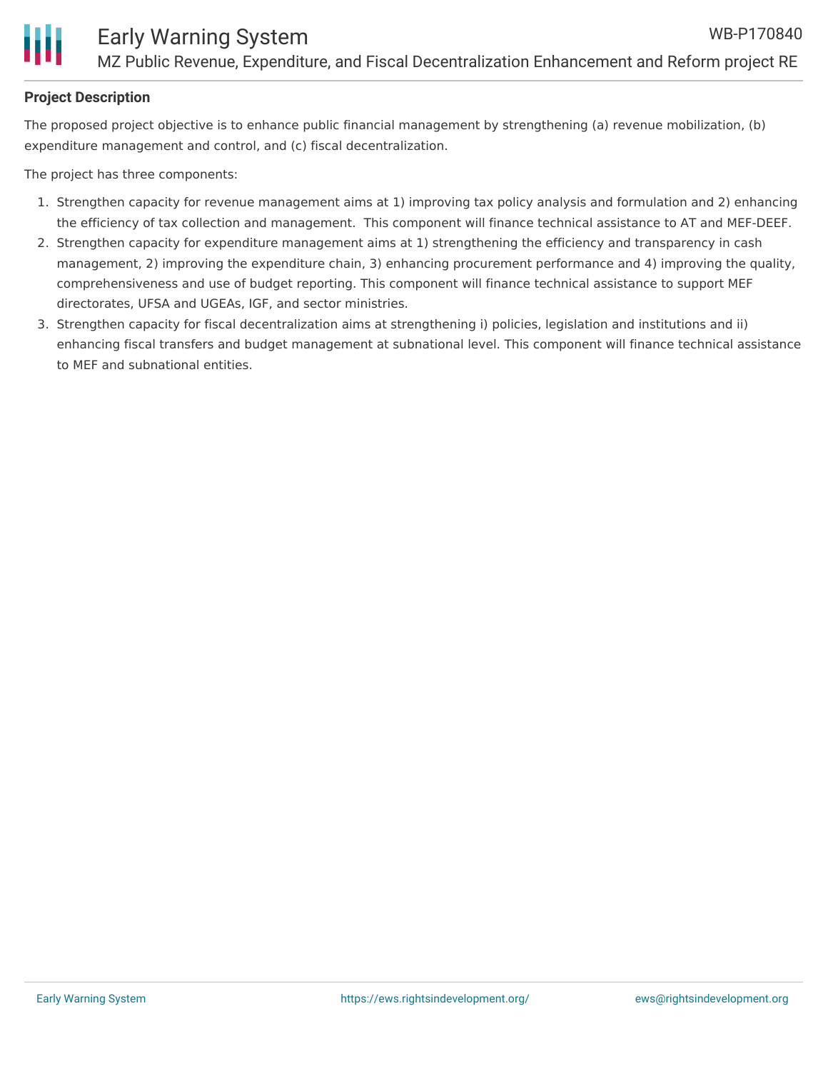## Project Description

The proposed project objective is to enhance public financial management by strengthening (a) revenue mobilization, (b) expenditure management and control, and (c) fiscal decentralization.

The project has three components:

1. Strengthen capacity for revenue management aims at 1) improving tax policy analysis and formulation and 2) enhancing the efficiency of tax collection and management. This component will finance technical assistance to AT and MEF-DEEF.
2. Strengthen capacity for expenditure management aims at 1) strengthening the efficiency and transparency in cash management, 2) improving the expenditure chain, 3) enhancing procurement performance and 4) improving the quality, comprehensiveness and use of budget reporting. This component will finance technical assistance to support MEF directorates, UFSA and UGEAs, IGF, and sector ministries.
3. Strengthen capacity for fiscal decentralization aims at strengthening i) policies, legislation and institutions and ii) enhancing fiscal transfers and budget management at subnational level. This component will finance technical assistance to MEF and subnational entities.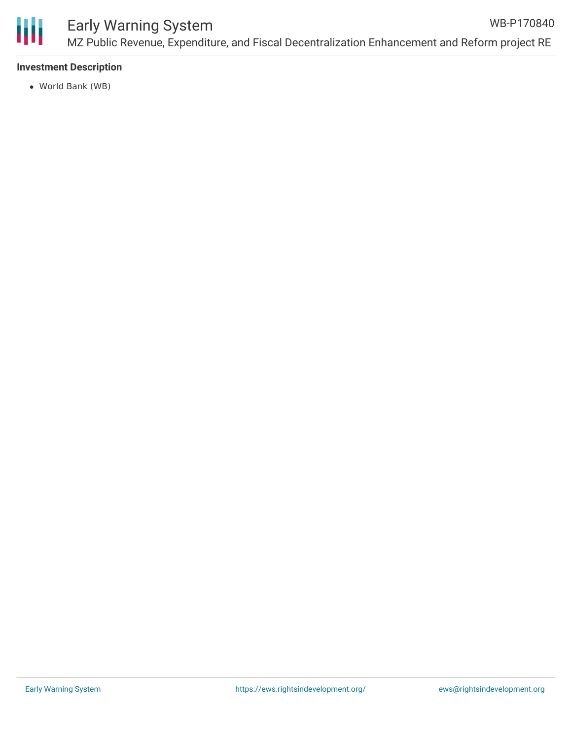**Investment Description**

- World Bank (WB)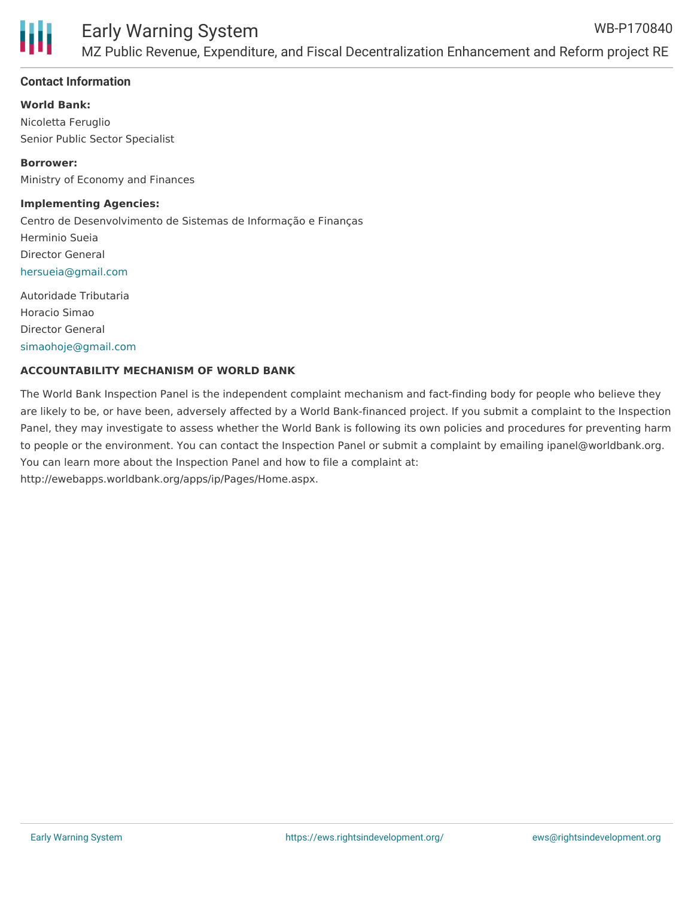## Contact Information

**World Bank:**
Nicoletta Feruglio
Senior Public Sector Specialist

**Borrower:**
Ministry of Economy and Finances

**Implementing Agencies:**
Centro de Desenvolvimento de Sistemas de Informação e Finanças
Herminio Sueia
Director General
hersueia@gmail.com

Autoridade Tributaria
Horacio Simao
Director General
simaohoje@gmail.com

**ACCOUNTABILITY MECHANISM OF WORLD BANK**

The World Bank Inspection Panel is the independent complaint mechanism and fact-finding body for people who believe they are likely to be, or have been, adversely affected by a World Bank-financed project. If you submit a complaint to the Inspection Panel, they may investigate to assess whether the World Bank is following its own policies and procedures for preventing harm to people or the environment. You can contact the Inspection Panel or submit a complaint by emailing ipanel@worldbank.org. You can learn more about the Inspection Panel and how to file a complaint at: http://ewebapps.worldbank.org/apps/ip/Pages/Home.aspx.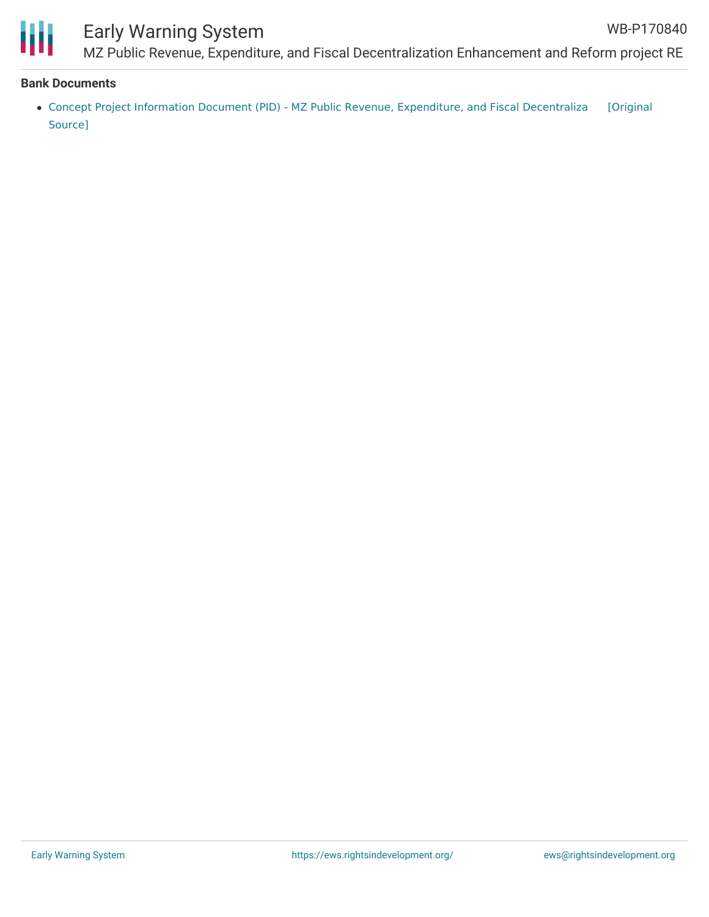**Bank Documents**

- Concept Project Information Document (PID) - MZ Public Revenue, Expenditure, and Fiscal Decentraliza [Original Source]